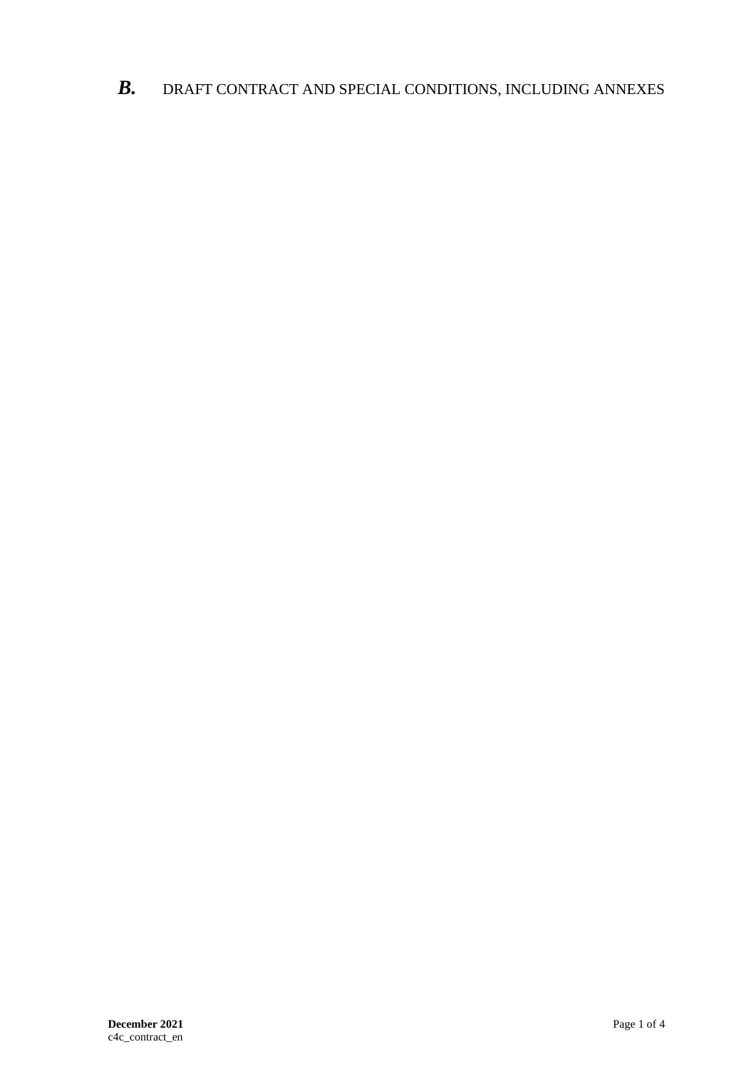# *B.* DRAFT CONTRACT AND SPECIAL CONDITIONS, INCLUDING ANNEXES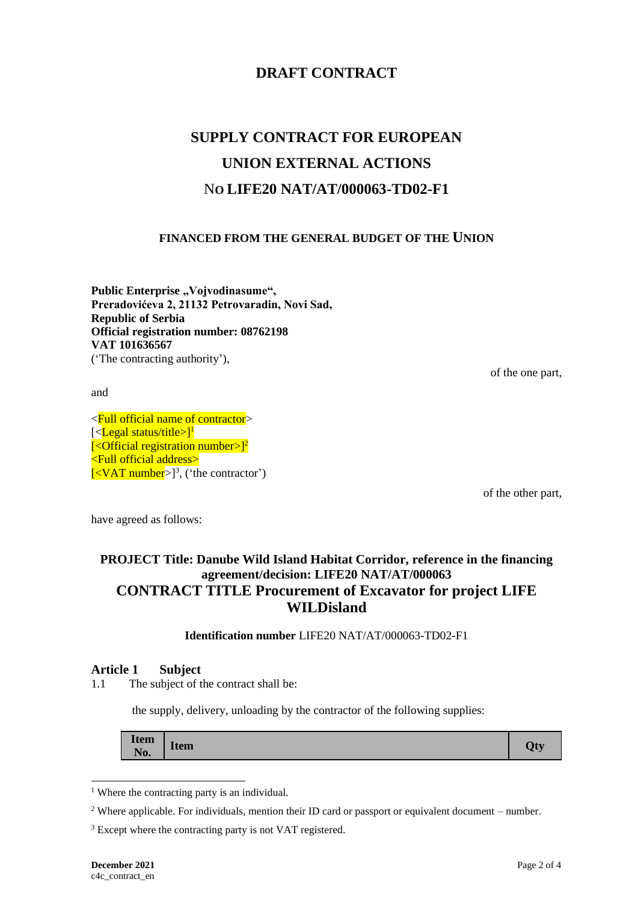# DRAFT CONTRACT

# SUPPLY CONTRACT FOR EUROPEAN UNION EXTERNAL ACTIONS NO LIFE20 NAT/AT/000063-TD02-F1

### FINANCED FROM THE GENERAL BUDGET OF THE UNION

**Public Enterprise „Vojvodinasume",**
**Preradovićeva 2, 21132 Petrovaradin, Novi Sad,**
**Republic of Serbia**
**Official registration number: 08762198**
**VAT 101636567**
('The contracting authority'),

of the one part,

and

<Full official name of contractor>
[<Legal status/title>][1]
[<Official registration number>][2]
<Full official address>
[<VAT number>][3], ('the contractor')

of the other part,

have agreed as follows:

### PROJECT Title: Danube Wild Island Habitat Corridor, reference in the financing agreement/decision: LIFE20 NAT/AT/000063

## CONTRACT TITLE Procurement of Excavator for project LIFE WILDisland

**Identification number** LIFE20 NAT/AT/000063-TD02-F1

### Article 1 Subject

1.1 The subject of the contract shall be:

the supply, delivery, unloading by the contractor of the following supplies:

| Item No. | Item | Qty |
|---|---|---|

[1] Where the contracting party is an individual.

[2] Where applicable. For individuals, mention their ID card or passport or equivalent document – number.

[3] Except where the contracting party is not VAT registered.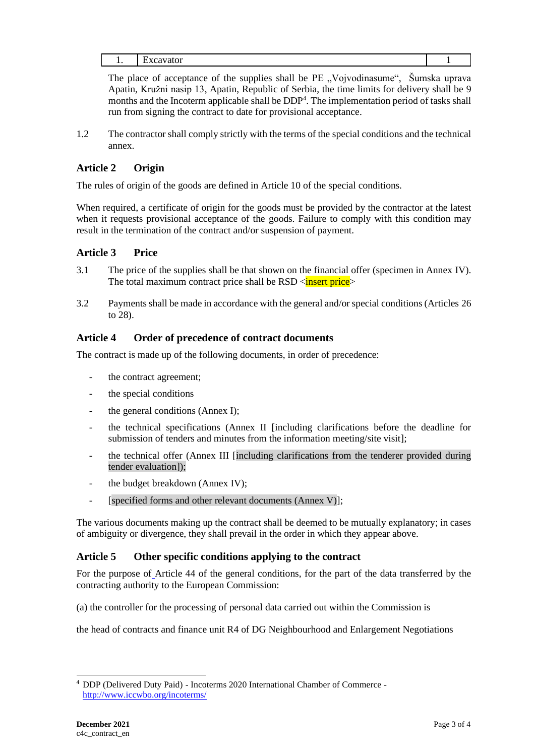| 1. | Excavator | 1 |
|---|---|---|

The place of acceptance of the supplies shall be PE „Vojvodinasume“, Šumska uprava Apatin, Kružni nasip 13, Apatin, Republic of Serbia, the time limits for delivery shall be 9 months and the Incoterm applicable shall be DDP[4]. The implementation period of tasks shall run from signing the contract to date for provisional acceptance.

1.2 The contractor shall comply strictly with the terms of the special conditions and the technical annex.

## Article 2 Origin

The rules of origin of the goods are defined in Article 10 of the special conditions.

When required, a certificate of origin for the goods must be provided by the contractor at the latest when it requests provisional acceptance of the goods. Failure to comply with this condition may result in the termination of the contract and/or suspension of payment.

## Article 3 Price

3.1 The price of the supplies shall be that shown on the financial offer (specimen in Annex IV). The total maximum contract price shall be RSD <insert price>

3.2 Payments shall be made in accordance with the general and/or special conditions (Articles 26 to 28).

## Article 4 Order of precedence of contract documents

The contract is made up of the following documents, in order of precedence:

- the contract agreement;
- the special conditions
- the general conditions (Annex I);
- the technical specifications (Annex II [including clarifications before the deadline for submission of tenders and minutes from the information meeting/site visit];
- the technical offer (Annex III [including clarifications from the tenderer provided during tender evaluation]);
- the budget breakdown (Annex IV);
- [specified forms and other relevant documents (Annex V)];

The various documents making up the contract shall be deemed to be mutually explanatory; in cases of ambiguity or divergence, they shall prevail in the order in which they appear above.

## Article 5 Other specific conditions applying to the contract

For the purpose of Article 44 of the general conditions, for the part of the data transferred by the contracting authority to the European Commission:

(a) the controller for the processing of personal data carried out within the Commission is

the head of contracts and finance unit R4 of DG Neighbourhood and Enlargement Negotiations

[4] DDP (Delivered Duty Paid) - Incoterms 2020 International Chamber of Commerce - http://www.iccwbo.org/incoterms/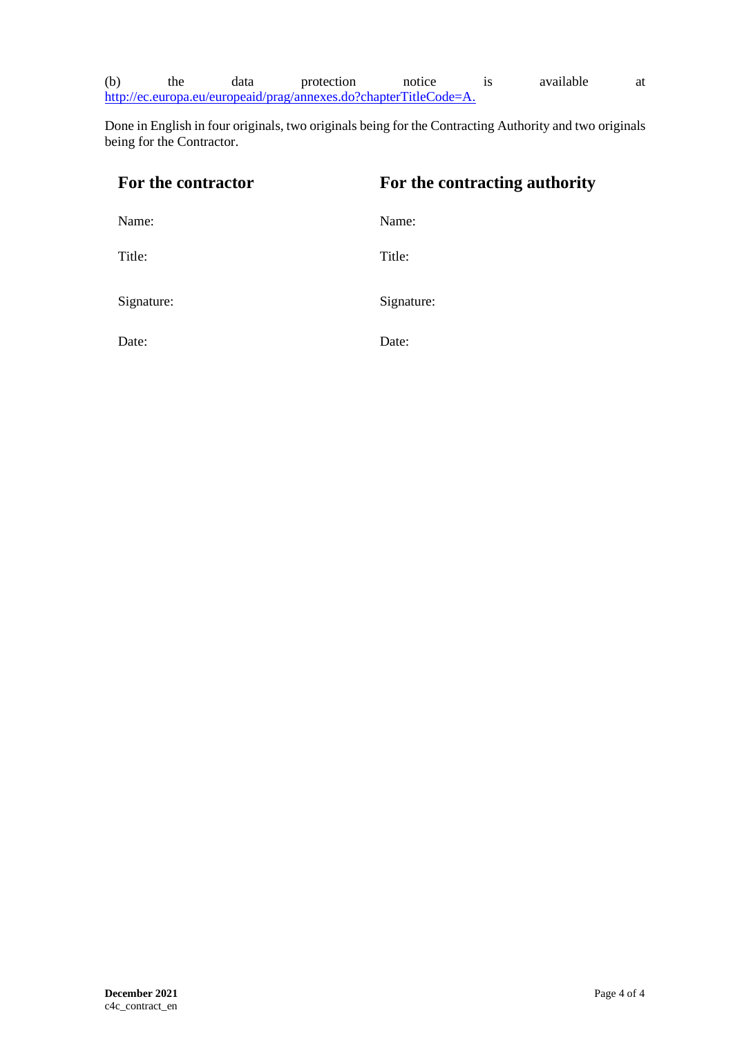(b) the data protection notice is available at http://ec.europa.eu/europeaid/prag/annexes.do?chapterTitleCode=A.

Done in English in four originals, two originals being for the Contracting Authority and two originals being for the Contractor.

| For the contractor | For the contracting authority |
|---|---|
| Name: | Name: |
| Title: | Title: |
| Signature: | Signature: |
| Date: | Date: |

**December 2021**
c4c_contract_en